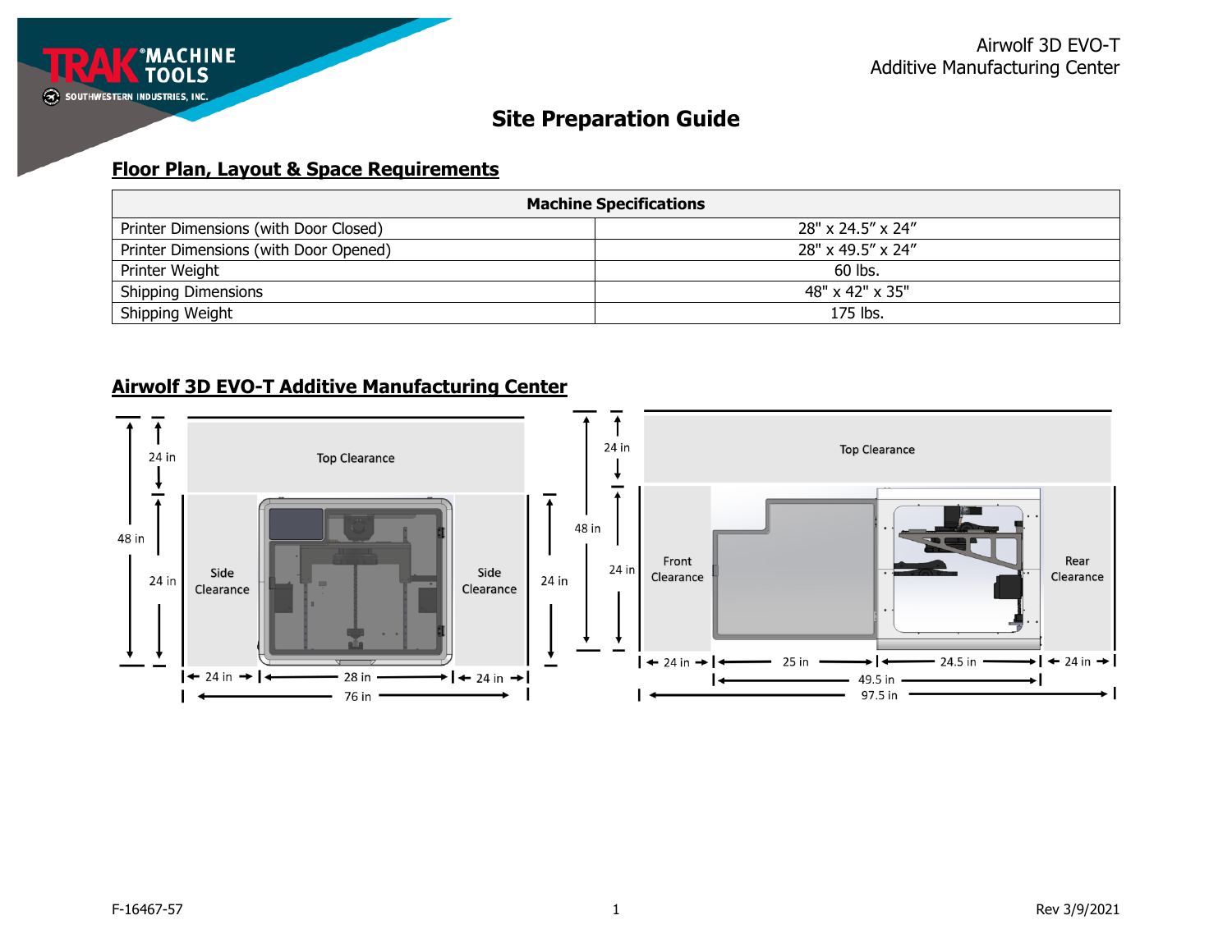# Site Preparation Guide

## Floor Plan, Layout & Space Requirements

| Machine Specifications | |
|---|---|
| Printer Dimensions (with Door Closed) | 28" x 24.5" x 24" |
| Printer Dimensions (with Door Opened) | 28" x 49.5" x 24" |
| Printer Weight | 60 lbs. |
| Shipping Dimensions | 48" x 42" x 35" |
| Shipping Weight | 175 lbs. |

## Airwolf 3D EVO-T Additive Manufacturing Center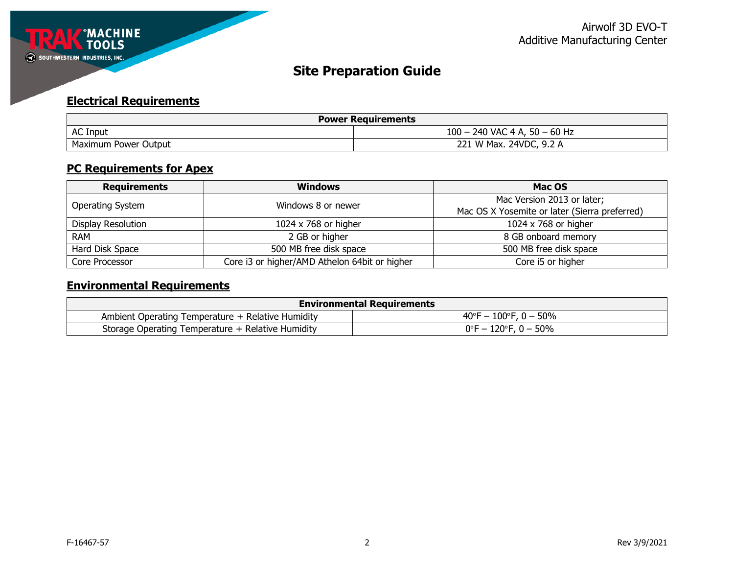Airwolf 3D EVO-T
Additive Manufacturing Center

# Site Preparation Guide

## Electrical Requirements

| Power Requirements | |
|---|---|
| AC Input | 100 – 240 VAC 4 A, 50 – 60 Hz |
| Maximum Power Output | 221 W Max. 24VDC, 9.2 A |

## PC Requirements for Apex

| Requirements | Windows | Mac OS |
|---|---|---|
| Operating System | Windows 8 or newer | Mac Version 2013 or later;<br>Mac OS X Yosemite or later (Sierra preferred) |
| Display Resolution | 1024 x 768 or higher | 1024 x 768 or higher |
| RAM | 2 GB or higher | 8 GB onboard memory |
| Hard Disk Space | 500 MB free disk space | 500 MB free disk space |
| Core Processor | Core i3 or higher/AMD Athelon 64bit or higher | Core i5 or higher |

## Environmental Requirements

| Environmental Requirements | |
|---|---|
| Ambient Operating Temperature + Relative Humidity | 40°F – 100°F, 0 – 50% |
| Storage Operating Temperature + Relative Humidity | 0°F – 120°F, 0 – 50% |

F-16467-57

Rev 3/9/2021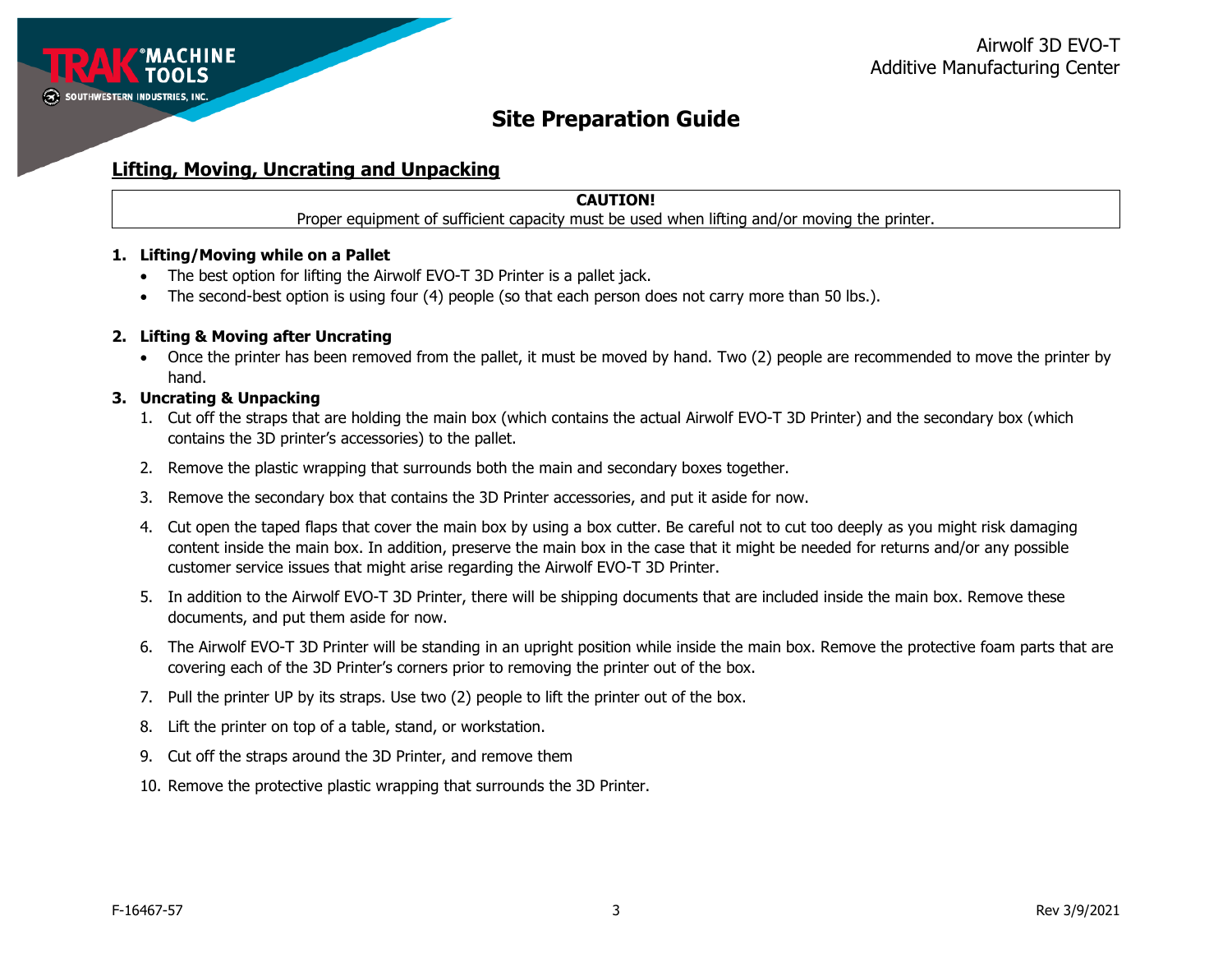## Site Preparation Guide

### Lifting, Moving, Uncrating and Unpacking

> **CAUTION!**
> Proper equipment of sufficient capacity must be used when lifting and/or moving the printer.

**1. Lifting/Moving while on a Pallet**

- The best option for lifting the Airwolf EVO-T 3D Printer is a pallet jack.
- The second-best option is using four (4) people (so that each person does not carry more than 50 lbs.).

**2. Lifting & Moving after Uncrating**

- Once the printer has been removed from the pallet, it must be moved by hand. Two (2) people are recommended to move the printer by hand.

**3. Uncrating & Unpacking**

1. Cut off the straps that are holding the main box (which contains the actual Airwolf EVO-T 3D Printer) and the secondary box (which contains the 3D printer's accessories) to the pallet.
2. Remove the plastic wrapping that surrounds both the main and secondary boxes together.
3. Remove the secondary box that contains the 3D Printer accessories, and put it aside for now.
4. Cut open the taped flaps that cover the main box by using a box cutter. Be careful not to cut too deeply as you might risk damaging content inside the main box. In addition, preserve the main box in the case that it might be needed for returns and/or any possible customer service issues that might arise regarding the Airwolf EVO-T 3D Printer.
5. In addition to the Airwolf EVO-T 3D Printer, there will be shipping documents that are included inside the main box. Remove these documents, and put them aside for now.
6. The Airwolf EVO-T 3D Printer will be standing in an upright position while inside the main box. Remove the protective foam parts that are covering each of the 3D Printer's corners prior to removing the printer out of the box.
7. Pull the printer UP by its straps. Use two (2) people to lift the printer out of the box.
8. Lift the printer on top of a table, stand, or workstation.
9. Cut off the straps around the 3D Printer, and remove them
10. Remove the protective plastic wrapping that surrounds the 3D Printer.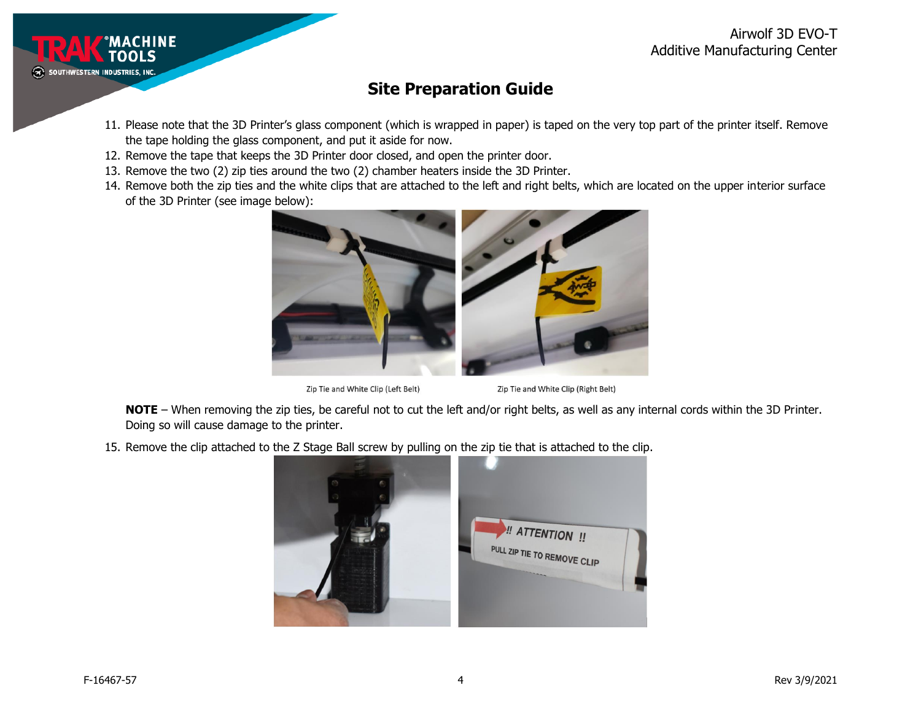## Site Preparation Guide

11. Please note that the 3D Printer's glass component (which is wrapped in paper) is taped on the very top part of the printer itself. Remove the tape holding the glass component, and put it aside for now.
12. Remove the tape that keeps the 3D Printer door closed, and open the printer door.
13. Remove the two (2) zip ties around the two (2) chamber heaters inside the 3D Printer.
14. Remove both the zip ties and the white clips that are attached to the left and right belts, which are located on the upper interior surface of the 3D Printer (see image below):

Zip Tie and White Clip (Left Belt)

Zip Tie and White Clip (Right Belt)

**NOTE** – When removing the zip ties, be careful not to cut the left and/or right belts, as well as any internal cords within the 3D Printer. Doing so will cause damage to the printer.

15. Remove the clip attached to the Z Stage Ball screw by pulling on the zip tie that is attached to the clip.